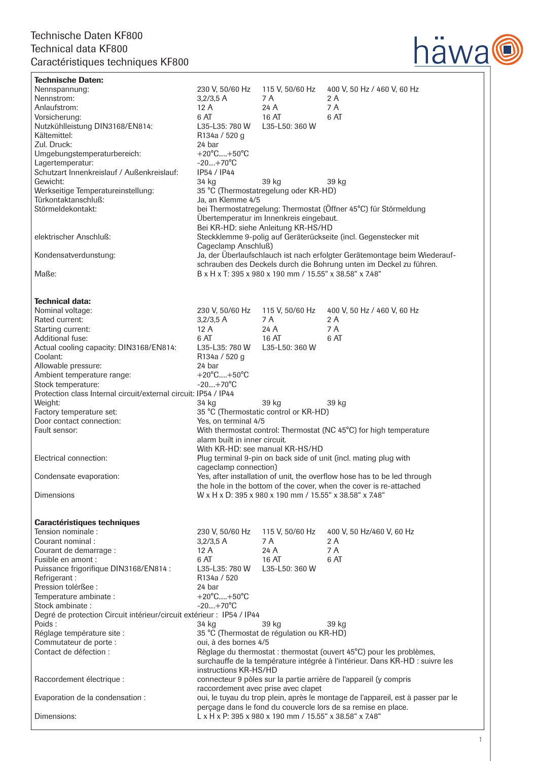# Technische Daten KF800
# Technical data KF800
# Caractéristiques techniques KF800

**Technische Daten:**

| | | | |
|---|---|---|---|
| Nennspannung: | 230 V, 50/60 Hz | 115 V, 50/60 Hz | 400 V, 50 Hz / 460 V, 60 Hz |
| Nennstrom: | 3,2/3,5 A | 7 A | 2 A |
| Anlaufstrom: | 12 A | 24 A | 7 A |
| Vorsicherung: | 6 AT | 16 AT | 6 AT |
| Nutzkühlleistung DIN3168/EN814: | L35-L35: 780 W | L35-L50: 360 W | |
| Kältemittel: | R134a / 520 g | | |
| Zul. Druck: | 24 bar | | |
| Umgebungstemperaturbereich: | +20°C.....+50°C | | |
| Lagertemperatur: | -20....+70°C | | |
| Schutzart Innenkreislauf / Außenkreislauf: | IP54 / IP44 | | |
| Gewicht: | 34 kg | 39 kg | 39 kg |
| Werkseitige Temperatureinstellung: | 35 °C (Thermostatregelung oder KR-HD) | | |
| Türkontaktanschluß: | Ja, an Klemme 4/5 | | |
| Störmeldekontakt: | bei Thermostatregelung: Thermostat (Öffner 45°C) für Störmeldung Übertemperatur im Innenkreis eingebaut. Bei KR-HD: siehe Anleitung KR-HS/HD | | |
| elektrischer Anschluß: | Steckklemme 9-polig auf Geräterückseite (incl. Gegenstecker mit Cageclamp Anschluß) | | |
| Kondensatverdunstung: | Ja, der Überlaufschlauch ist nach erfolgter Gerätemontage beim Wiederaufschrauben des Deckels durch die Bohrung unten im Deckel zu führen. | | |
| Maße: | B x H x T: 395 x 980 x 190 mm / 15.55“ x 38.58“ x 7.48“ | | |

**Technical data:**

| | | | |
|---|---|---|---|
| Nominal voltage: | 230 V, 50/60 Hz | 115 V, 50/60 Hz | 400 V, 50 Hz / 460 V, 60 Hz |
| Rated current: | 3,2/3,5 A | 7 A | 2 A |
| Starting current: | 12 A | 24 A | 7 A |
| Additional fuse: | 6 AT | 16 AT | 6 AT |
| Actual cooling capacity: DIN3168/EN814: | L35-L35: 780 W | L35-L50: 360 W | |
| Coolant: | R134a / 520 g | | |
| Allowable pressure: | 24 bar | | |
| Ambient temperature range: | +20°C.....+50°C | | |
| Stock temperature: | -20....+70°C | | |
| Protection class Internal circuit/external circuit: | IP54 / IP44 | | |
| Weight: | 34 kg | 39 kg | 39 kg |
| Factory temperature set: | 35 °C (Thermostatic control or KR-HD) | | |
| Door contact connection: | Yes, on terminal 4/5 | | |
| Fault sensor: | With thermostat control: Thermostat (NC 45°C) for high temperature alarm built in inner circuit. With KR-HD: see manual KR-HS/HD | | |
| Electrical connection: | Plug terminal 9-pin on back side of unit (incl. mating plug with cageclamp connection) | | |
| Condensate evaporation: | Yes, after installation of unit, the overflow hose has to be led through the hole in the bottom of the cover, when the cover is re-attached | | |
| Dimensions | W x H x D: 395 x 980 x 190 mm / 15.55“ x 38.58“ x 7.48“ | | |

**Caractéristiques techniques**

| | | | |
|---|---|---|---|
| Tension nominale : | 230 V, 50/60 Hz | 115 V, 50/60 Hz | 400 V, 50 Hz/460 V, 60 Hz |
| Courant nominal : | 3,2/3,5 A | 7 A | 2 A |
| Courant de demarrage : | 12 A | 24 A | 7 A |
| Fusible en amont : | 6 AT | 16 AT | 6 AT |
| Puissance frigorifique DIN3168/EN814 : | L35-L35: 780 W | L35-L50: 360 W | |
| Refrigerant : | R134a / 520 | | |
| Pression tolérßee : | 24 bar | | |
| Temperature ambinate : | +20°C.....+50°C | | |
| Stock ambinate : | -20....+70°C | | |
| Degré de protection Circuit intérieur/circuit extérieur : | IP54 / IP44 | | |
| Poids : | 34 kg | 39 kg | 39 kg |
| Réglage température site : | 35 °C (Thermostat de régulation ou KR-HD) | | |
| Commutateur de porte : | oui, à des bornes 4/5 | | |
| Contact de défection : | Règlage du thermostat : thermostat (ouvert 45°C) pour les problèmes, surchauffe de la température intégrée à l'intérieur. Dans KR-HD : suivre les instructions KR-HS/HD | | |
| Raccordement électrique : | connecteur 9 pôles sur la partie arrière de l'appareil (y compris raccordement avec prise avec clapet | | |
| Evaporation de la condensation : | oui, le tuyau du trop plein, après le montage de l'appareil, est à passer par le perçage dans le fond du couvercle lors de sa remise en place. | | |
| Dimensions: | L x H x P: 395 x 980 x 190 mm / 15.55“ x 38.58“ x 7.48“ | | |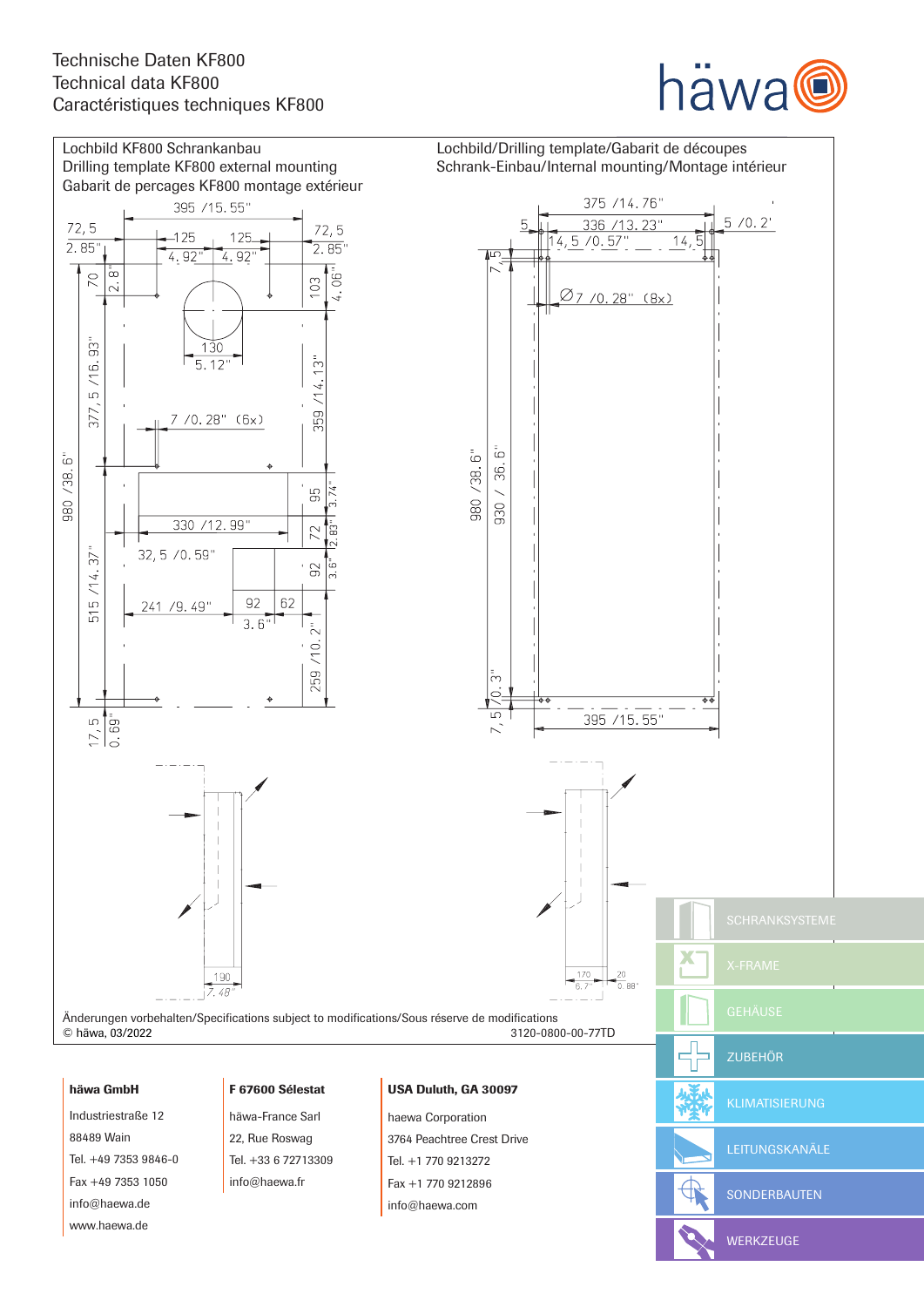Technische Daten KF800
Technical data KF800
Caractéristiques techniques KF800

häwa

## Lochbild KF800 Schrankanbau
## Drilling template KF800 external mounting
## Gabarit de percages KF800 montage extérieur

395 /15.55"
72,5
2.85"
125
4.92"
125
4.92"
72,5
2.85"
70
2.8"
103
4.06"
130
5.12"
377,5 /16.93"
359 /14.13"
7 /0.28" (6x)
980 /38.6"
95
3.74"
330 /12.99"
72
2.83"
32,5 /0.59"
92
3.6"
515 /14.37"
241 /9.49"
92
3.6"
62
259 /10.2"
17,5
0.69"

190
7.48"

## Lochbild/Drilling template/Gabarit de découpes
## Schrank-Einbau/Internal mounting/Montage intérieur

375 /14.76"
5
336 /13.23"
5 /0.2'
14,5 /0.57"
14,5
7,5
Ø7 /0.28" (8x)
980 /38.6"
930 / 36.6"
7,5 /0.3"
395 /15.55"

170
6.7"
20
0.88"

Änderungen vorbehalten/Specifications subject to modifications/Sous réserve de modifications
© häwa, 03/2022

3120-0800-00-77TD

**häwa GmbH**
Industriestraße 12
88489 Wain
Tel. +49 7353 9846-0
Fax +49 7353 1050
info@haewa.de
www.haewa.de

**F 67600 Sélestat**
häwa-France Sarl
22, Rue Roswag
Tel. +33 6 72713309
info@haewa.fr

**USA Duluth, GA 30097**
haewa Corporation
3764 Peachtree Crest Drive
Tel. +1 770 9213272
Fax +1 770 9212896
info@haewa.com

SCHRANKSYSTEME
X-FRAME
GEHÄUSE
ZUBEHÖR
KLIMATISIERUNG
LEITUNGSKANÄLE
SONDERBAUTEN
WERKZEUGE